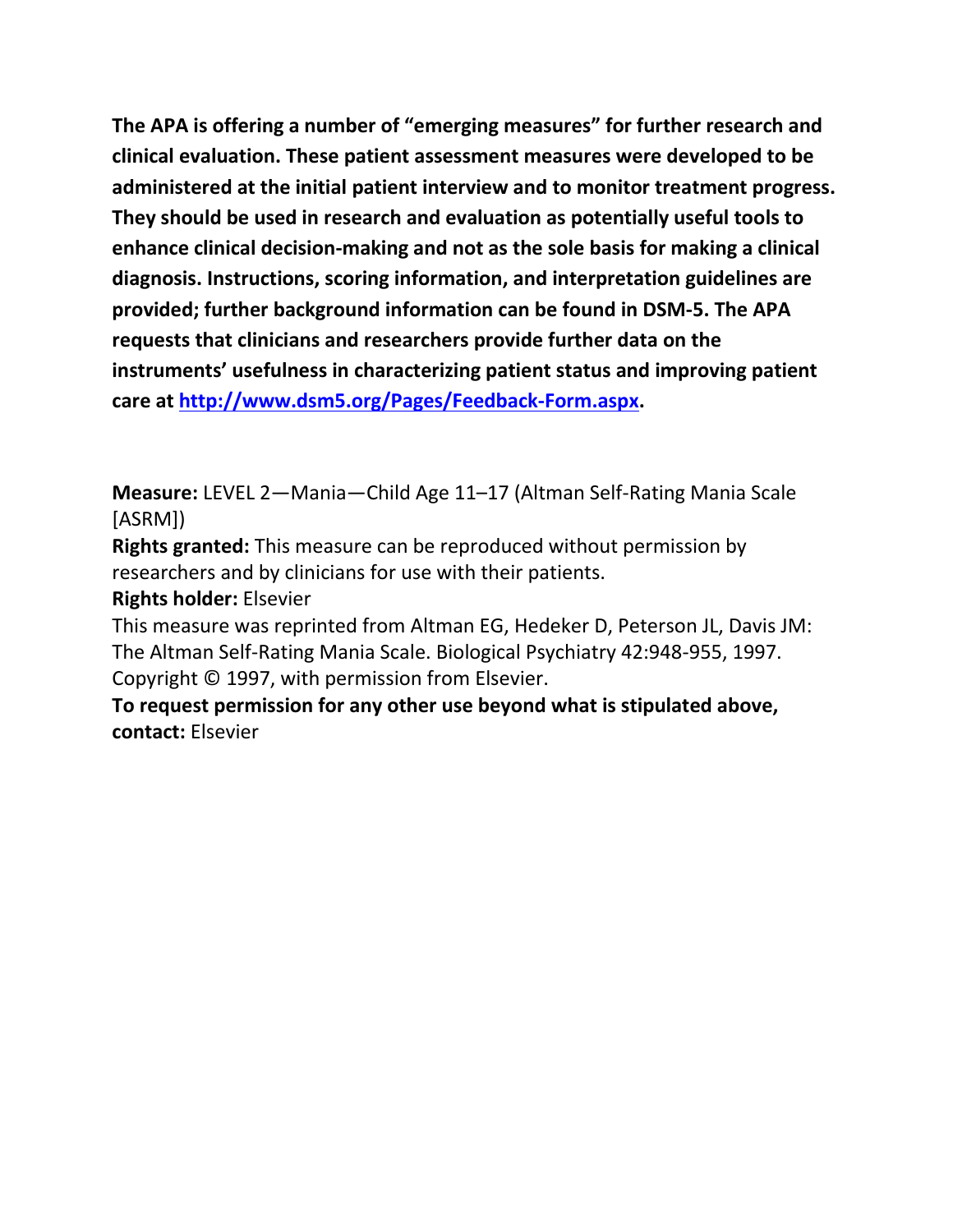**The APA is offering a number of "emerging measures" for further research and clinical evaluation. These patient assessment measures were developed to be administered at the initial patient interview and to monitor treatment progress. They should be used in research and evaluation as potentially useful tools to enhance clinical decision-making and not as the sole basis for making a clinical diagnosis. Instructions, scoring information, and interpretation guidelines are provided; further background information can be found in DSM-5. The APA requests that clinicians and researchers provide further data on the instruments' usefulness in characterizing patient status and improving patient care at [http://www.dsm5.org/Pages/Feedback-Form.aspx](http://www.dsm5.org/Pages/Feedback-Form.aspx).**

**Measure:** LEVEL 2—Mania—Child Age 11–17 (Altman Self-Rating Mania Scale [ASRM])

**Rights granted:** This measure can be reproduced without permission by researchers and by clinicians for use with their patients.

**Rights holder:** Elsevier

This measure was reprinted from Altman EG, Hedeker D, Peterson JL, Davis JM: The Altman Self-Rating Mania Scale. Biological Psychiatry 42:948-955, 1997. Copyright © 1997, with permission from Elsevier.

**To request permission for any other use beyond what is stipulated above, contact:** Elsevier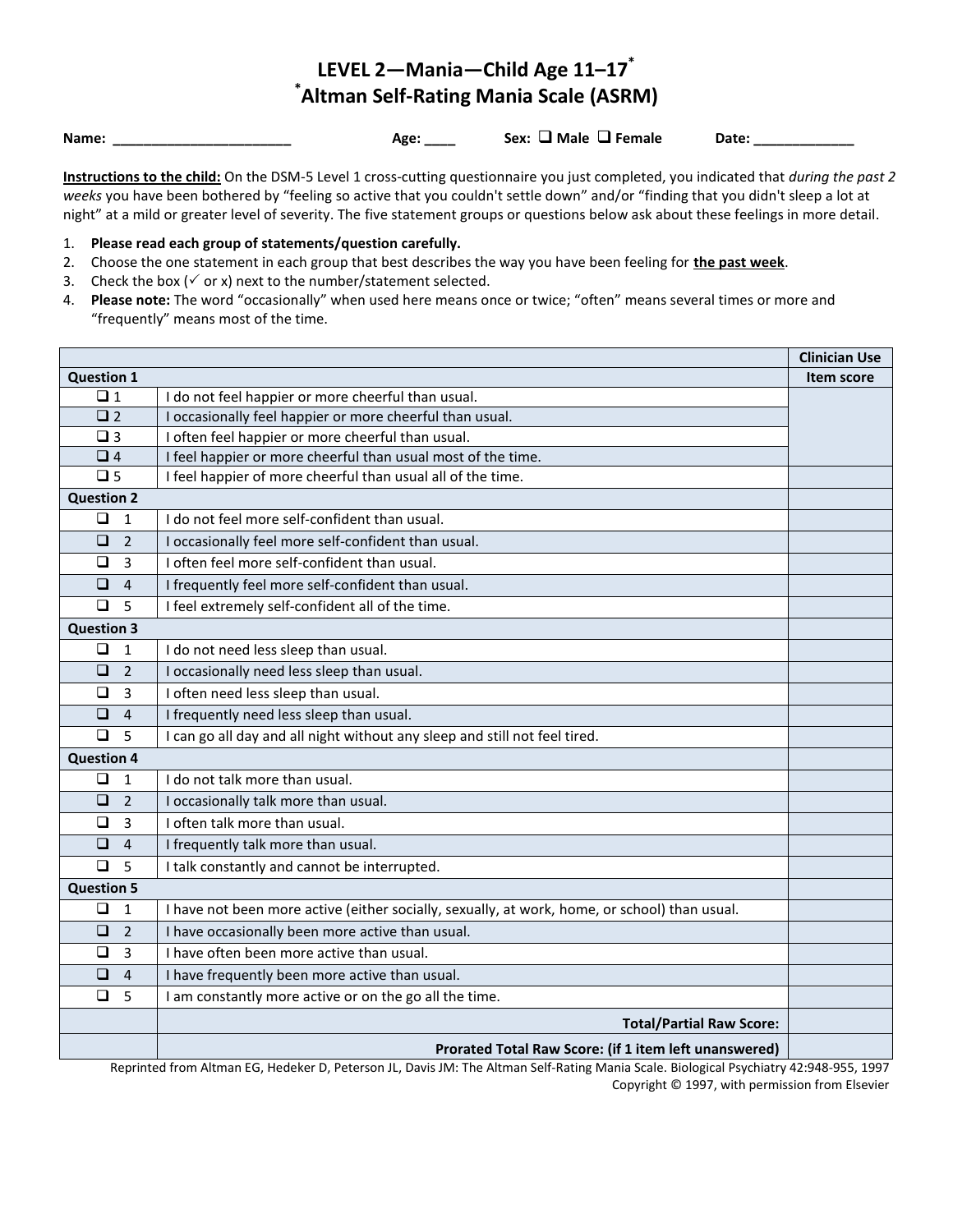# LEVEL 2—Mania—Child Age 11–17*

## *Altman Self-Rating Mania Scale (ASRM)

**Name:** _______________________ **Age:** ____ **Sex:** ☐ Male ☐ Female **Date:** _____________

**Instructions to the child:** On the DSM-5 Level 1 cross-cutting questionnaire you just completed, you indicated that *during the past 2 weeks* you have been bothered by "feeling so active that you couldn't settle down" and/or "finding that you didn't sleep a lot at night" at a mild or greater level of severity. The five statement groups or questions below ask about these feelings in more detail.

1. **Please read each group of statements/question carefully.**
2. Choose the one statement in each group that best describes the way you have been feeling for **the past week**.
3. Check the box (✓ or x) next to the number/statement selected.
4. **Please note:** The word "occasionally" when used here means once or twice; "often" means several times or more and "frequently" means most of the time.

| | | Clinician Use |
|---|---|---|
| **Question 1** | | **Item score** |
| ☐ 1 | I do not feel happier or more cheerful than usual. | |
| ☐ 2 | I occasionally feel happier or more cheerful than usual. | |
| ☐ 3 | I often feel happier or more cheerful than usual. | |
| ☐ 4 | I feel happier or more cheerful than usual most of the time. | |
| ☐ 5 | I feel happier of more cheerful than usual all of the time. | |
| **Question 2** | | |
| ☐ 1 | I do not feel more self-confident than usual. | |
| ☐ 2 | I occasionally feel more self-confident than usual. | |
| ☐ 3 | I often feel more self-confident than usual. | |
| ☐ 4 | I frequently feel more self-confident than usual. | |
| ☐ 5 | I feel extremely self-confident all of the time. | |
| **Question 3** | | |
| ☐ 1 | I do not need less sleep than usual. | |
| ☐ 2 | I occasionally need less sleep than usual. | |
| ☐ 3 | I often need less sleep than usual. | |
| ☐ 4 | I frequently need less sleep than usual. | |
| ☐ 5 | I can go all day and all night without any sleep and still not feel tired. | |
| **Question 4** | | |
| ☐ 1 | I do not talk more than usual. | |
| ☐ 2 | I occasionally talk more than usual. | |
| ☐ 3 | I often talk more than usual. | |
| ☐ 4 | I frequently talk more than usual. | |
| ☐ 5 | I talk constantly and cannot be interrupted. | |
| **Question 5** | | |
| ☐ 1 | I have not been more active (either socially, sexually, at work, home, or school) than usual. | |
| ☐ 2 | I have occasionally been more active than usual. | |
| ☐ 3 | I have often been more active than usual. | |
| ☐ 4 | I have frequently been more active than usual. | |
| ☐ 5 | I am constantly more active or on the go all the time. | |
| | **Total/Partial Raw Score:** | |
| | **Prorated Total Raw Score: (if 1 item left unanswered)** | |

Reprinted from Altman EG, Hedeker D, Peterson JL, Davis JM: The Altman Self-Rating Mania Scale. Biological Psychiatry 42:948-955, 1997
Copyright © 1997, with permission from Elsevier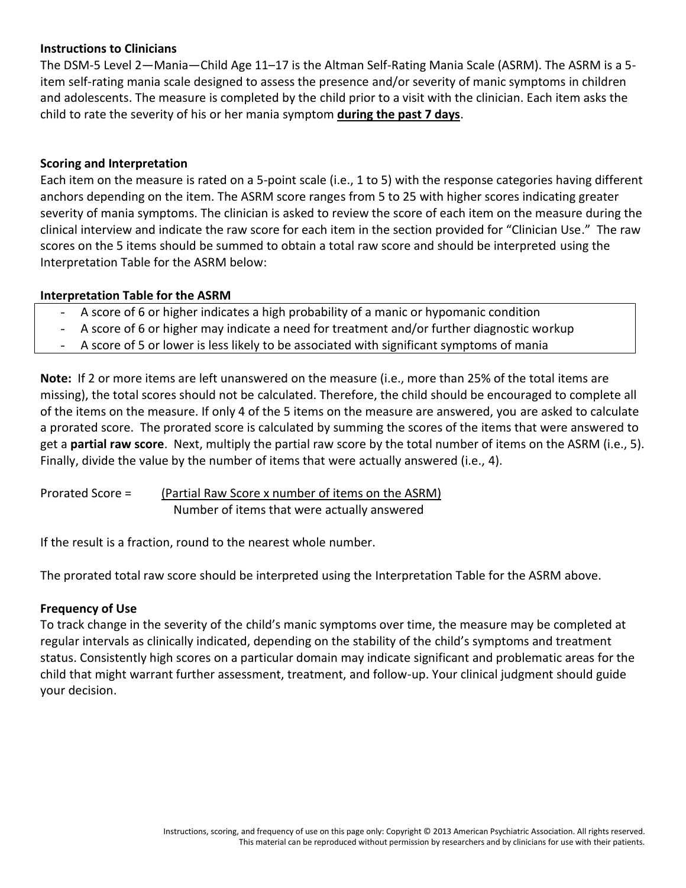### Instructions to Clinicians

The DSM-5 Level 2—Mania—Child Age 11–17 is the Altman Self-Rating Mania Scale (ASRM). The ASRM is a 5-item self-rating mania scale designed to assess the presence and/or severity of manic symptoms in children and adolescents. The measure is completed by the child prior to a visit with the clinician. Each item asks the child to rate the severity of his or her mania symptom **during the past 7 days**.

### Scoring and Interpretation

Each item on the measure is rated on a 5-point scale (i.e., 1 to 5) with the response categories having different anchors depending on the item. The ASRM score ranges from 5 to 25 with higher scores indicating greater severity of mania symptoms. The clinician is asked to review the score of each item on the measure during the clinical interview and indicate the raw score for each item in the section provided for "Clinician Use." The raw scores on the 5 items should be summed to obtain a total raw score and should be interpreted using the Interpretation Table for the ASRM below:

### Interpretation Table for the ASRM

- A score of 6 or higher indicates a high probability of a manic or hypomanic condition
- A score of 6 or higher may indicate a need for treatment and/or further diagnostic workup
- A score of 5 or lower is less likely to be associated with significant symptoms of mania

**Note:** If 2 or more items are left unanswered on the measure (i.e., more than 25% of the total items are missing), the total scores should not be calculated. Therefore, the child should be encouraged to complete all of the items on the measure. If only 4 of the 5 items on the measure are answered, you are asked to calculate a prorated score. The prorated score is calculated by summing the scores of the items that were answered to get a **partial raw score**. Next, multiply the partial raw score by the total number of items on the ASRM (i.e., 5). Finally, divide the value by the number of items that were actually answered (i.e., 4).

$$\text{Prorated Score} = \frac{\text{(Partial Raw Score x number of items on the ASRM)}}{\text{Number of items that were actually answered}}$$

If the result is a fraction, round to the nearest whole number.

The prorated total raw score should be interpreted using the Interpretation Table for the ASRM above.

### Frequency of Use

To track change in the severity of the child's manic symptoms over time, the measure may be completed at regular intervals as clinically indicated, depending on the stability of the child's symptoms and treatment status. Consistently high scores on a particular domain may indicate significant and problematic areas for the child that might warrant further assessment, treatment, and follow-up. Your clinical judgment should guide your decision.

Instructions, scoring, and frequency of use on this page only: Copyright © 2013 American Psychiatric Association. All rights reserved. This material can be reproduced without permission by researchers and by clinicians for use with their patients.